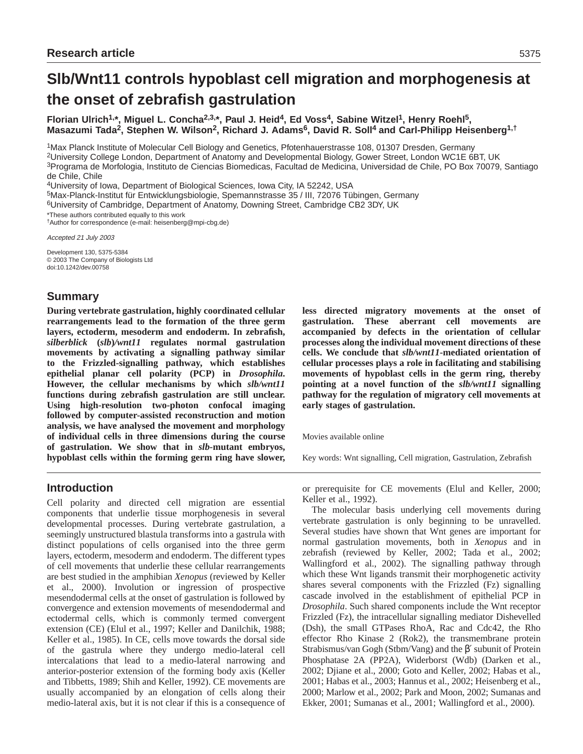Research article

# Slb/Wnt11 controls hypoblast cell migration and morphogenesis at the onset of zebrafish gastrulation

**Florian Ulrich[1,*], Miguel L. Concha[2,3,*], Paul J. Heid[4], Ed Voss[4], Sabine Witzel[1], Henry Roehl[5], Masazumi Tada[2], Stephen W. Wilson[2], Richard J. Adams[6], David R. Soll[4] and Carl-Philipp Heisenberg[1,†]**

[1]Max Planck Institute of Molecular Cell Biology and Genetics, Pfotenhauerstrasse 108, 01307 Dresden, Germany
[2]University College London, Department of Anatomy and Developmental Biology, Gower Street, London WC1E 6BT, UK
[3]Programa de Morfologia, Instituto de Ciencias Biomedicas, Facultad de Medicina, Universidad de Chile, PO Box 70079, Santiago de Chile, Chile
[4]University of Iowa, Department of Biological Sciences, Iowa City, IA 52242, USA
[5]Max-Planck-Institut für Entwicklungsbiologie, Spemannstrasse 35 / III, 72076 Tübingen, Germany
[6]University of Cambridge, Department of Anatomy, Downing Street, Cambridge CB2 3DY, UK

*These authors contributed equally to this work
†Author for correspondence (e-mail: heisenberg@mpi-cbg.de)

*Accepted 21 July 2003*

Development 130, 5375-5384
© 2003 The Company of Biologists Ltd
doi:10.1242/dev.00758

## Summary

**During vertebrate gastrulation, highly coordinated cellular rearrangements lead to the formation of the three germ layers, ectoderm, mesoderm and endoderm. In zebrafish, *silberblick* (*slb*)/*wnt11* regulates normal gastrulation movements by activating a signalling pathway similar to the Frizzled-signalling pathway, which establishes epithelial planar cell polarity (PCP) in *Drosophila*. However, the cellular mechanisms by which *slb/wnt11* functions during zebrafish gastrulation are still unclear. Using high-resolution two-photon confocal imaging followed by computer-assisted reconstruction and motion analysis, we have analysed the movement and morphology of individual cells in three dimensions during the course of gastrulation. We show that in *slb*-mutant embryos, hypoblast cells within the forming germ ring have slower, less directed migratory movements at the onset of gastrulation. These aberrant cell movements are accompanied by defects in the orientation of cellular processes along the individual movement directions of these cells. We conclude that *slb/wnt11*-mediated orientation of cellular processes plays a role in facilitating and stabilising movements of hypoblast cells in the germ ring, thereby pointing at a novel function of the *slb/wnt11* signalling pathway for the regulation of migratory cell movements at early stages of gastrulation.**

Movies available online

Key words: Wnt signalling, Cell migration, Gastrulation, Zebrafish

## Introduction

Cell polarity and directed cell migration are essential components that underlie tissue morphogenesis in several developmental processes. During vertebrate gastrulation, a seemingly unstructured blastula transforms into a gastrula with distinct populations of cells organised into the three germ layers, ectoderm, mesoderm and endoderm. The different types of cell movements that underlie these cellular rearrangements are best studied in the amphibian *Xenopus* (reviewed by Keller et al., 2000). Involution or ingression of prospective mesendodermal cells at the onset of gastrulation is followed by convergence and extension movements of mesendodermal and ectodermal cells, which is commonly termed convergent extension (CE) (Elul et al., 1997; Keller and Danilchik, 1988; Keller et al., 1985). In CE, cells move towards the dorsal side of the gastrula where they undergo medio-lateral cell intercalations that lead to a medio-lateral narrowing and anterior-posterior extension of the forming body axis (Keller and Tibbetts, 1989; Shih and Keller, 1992). CE movements are usually accompanied by an elongation of cells along their medio-lateral axis, but it is not clear if this is a consequence of or prerequisite for CE movements (Elul and Keller, 2000; Keller et al., 1992).

The molecular basis underlying cell movements during vertebrate gastrulation is only beginning to be unravelled. Several studies have shown that Wnt genes are important for normal gastrulation movements, both in *Xenopus* and in zebrafish (reviewed by Keller, 2002; Tada et al., 2002; Wallingford et al., 2002). The signalling pathway through which these Wnt ligands transmit their morphogenetic activity shares several components with the Frizzled (Fz) signalling cascade involved in the establishment of epithelial PCP in *Drosophila*. Such shared components include the Wnt receptor Frizzled (Fz), the intracellular signalling mediator Dishevelled (Dsh), the small GTPases RhoA, Rac and Cdc42, the Rho effector Rho Kinase 2 (Rok2), the transmembrane protein Strabismus/van Gogh (Stbm/Vang) and the β′ subunit of Protein Phosphatase 2A (PP2A), Widerborst (Wdb) (Darken et al., 2002; Djiane et al., 2000; Goto and Keller, 2002; Habas et al., 2001; Habas et al., 2003; Hannus et al., 2002; Heisenberg et al., 2000; Marlow et al., 2002; Park and Moon, 2002; Sumanas and Ekker, 2001; Sumanas et al., 2001; Wallingford et al., 2000).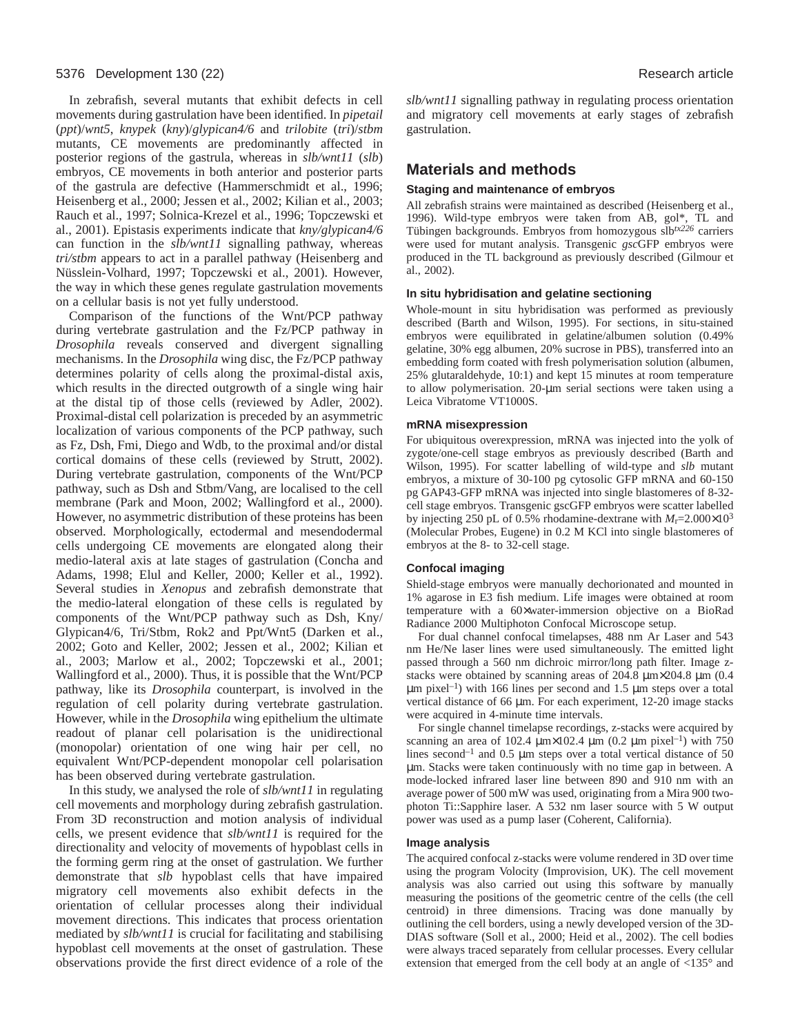In zebrafish, several mutants that exhibit defects in cell movements during gastrulation have been identified. In *pipetail* (*ppt*)/*wnt5*, *knypek* (*kny*)/*glypican4/6* and *trilobite* (*tri*)/*stbm* mutants, CE movements are predominantly affected in posterior regions of the gastrula, whereas in *slb/wnt11* (*slb*) embryos, CE movements in both anterior and posterior parts of the gastrula are defective (Hammerschmidt et al., 1996; Heisenberg et al., 2000; Jessen et al., 2002; Kilian et al., 2003; Rauch et al., 1997; Solnica-Krezel et al., 1996; Topczewski et al., 2001). Epistasis experiments indicate that *kny/glypican4/6* can function in the *slb/wnt11* signalling pathway, whereas *tri/stbm* appears to act in a parallel pathway (Heisenberg and Nüsslein-Volhard, 1997; Topczewski et al., 2001). However, the way in which these genes regulate gastrulation movements on a cellular basis is not yet fully understood.

Comparison of the functions of the Wnt/PCP pathway during vertebrate gastrulation and the Fz/PCP pathway in *Drosophila* reveals conserved and divergent signalling mechanisms. In the *Drosophila* wing disc, the Fz/PCP pathway determines polarity of cells along the proximal-distal axis, which results in the directed outgrowth of a single wing hair at the distal tip of those cells (reviewed by Adler, 2002). Proximal-distal cell polarization is preceded by an asymmetric localization of various components of the PCP pathway, such as Fz, Dsh, Fmi, Diego and Wdb, to the proximal and/or distal cortical domains of these cells (reviewed by Strutt, 2002). During vertebrate gastrulation, components of the Wnt/PCP pathway, such as Dsh and Stbm/Vang, are localised to the cell membrane (Park and Moon, 2002; Wallingford et al., 2000). However, no asymmetric distribution of these proteins has been observed. Morphologically, ectodermal and mesendodermal cells undergoing CE movements are elongated along their medio-lateral axis at late stages of gastrulation (Concha and Adams, 1998; Elul and Keller, 2000; Keller et al., 1992). Several studies in *Xenopus* and zebrafish demonstrate that the medio-lateral elongation of these cells is regulated by components of the Wnt/PCP pathway such as Dsh, Kny/Glypican4/6, Tri/Stbm, Rok2 and Ppt/Wnt5 (Darken et al., 2002; Goto and Keller, 2002; Jessen et al., 2002; Kilian et al., 2003; Marlow et al., 2002; Topczewski et al., 2001; Wallingford et al., 2000). Thus, it is possible that the Wnt/PCP pathway, like its *Drosophila* counterpart, is involved in the regulation of cell polarity during vertebrate gastrulation. However, while in the *Drosophila* wing epithelium the ultimate readout of planar cell polarisation is the unidirectional (monopolar) orientation of one wing hair per cell, no equivalent Wnt/PCP-dependent monopolar cell polarisation has been observed during vertebrate gastrulation.

In this study, we analysed the role of *slb/wnt11* in regulating cell movements and morphology during zebrafish gastrulation. From 3D reconstruction and motion analysis of individual cells, we present evidence that *slb/wnt11* is required for the directionality and velocity of movements of hypoblast cells in the forming germ ring at the onset of gastrulation. We further demonstrate that *slb* hypoblast cells that have impaired migratory cell movements also exhibit defects in the orientation of cellular processes along their individual movement directions. This indicates that process orientation mediated by *slb/wnt11* is crucial for facilitating and stabilising hypoblast cell movements at the onset of gastrulation. These observations provide the first direct evidence of a role of the *slb/wnt11* signalling pathway in regulating process orientation and migratory cell movements at early stages of zebrafish gastrulation.

## Materials and methods

### Staging and maintenance of embryos

All zebrafish strains were maintained as described (Heisenberg et al., 1996). Wild-type embryos were taken from AB, gol*, TL and Tübingen backgrounds. Embryos from homozygous slb$^{tx226}$ carriers were used for mutant analysis. Transgenic *gsc*GFP embryos were produced in the TL background as previously described (Gilmour et al., 2002).

### In situ hybridisation and gelatine sectioning

Whole-mount in situ hybridisation was performed as previously described (Barth and Wilson, 1995). For sections, in situ-stained embryos were equilibrated in gelatine/albumen solution (0.49% gelatine, 30% egg albumen, 20% sucrose in PBS), transferred into an embedding form coated with fresh polymerisation solution (albumen, 25% glutaraldehyde, 10:1) and kept 15 minutes at room temperature to allow polymerisation. 20-μm serial sections were taken using a Leica Vibratome VT1000S.

### mRNA misexpression

For ubiquitous overexpression, mRNA was injected into the yolk of zygote/one-cell stage embryos as previously described (Barth and Wilson, 1995). For scatter labelling of wild-type and *slb* mutant embryos, a mixture of 30-100 pg cytosolic GFP mRNA and 60-150 pg GAP43-GFP mRNA was injected into single blastomeres of 8-32-cell stage embryos. Transgenic gscGFP embryos were scatter labelled by injecting 250 pL of 0.5% rhodamine-dextrane with $M_r$=2.000×10$^3$ (Molecular Probes, Eugene) in 0.2 M KCl into single blastomeres of embryos at the 8- to 32-cell stage.

### Confocal imaging

Shield-stage embryos were manually dechorionated and mounted in 1% agarose in E3 fish medium. Life images were obtained at room temperature with a 60× water-immersion objective on a BioRad Radiance 2000 Multiphoton Confocal Microscope setup.

For dual channel confocal timelapses, 488 nm Ar Laser and 543 nm He/Ne laser lines were used simultaneously. The emitted light passed through a 560 nm dichroic mirror/long path filter. Image z-stacks were obtained by scanning areas of 204.8 μm×204.8 μm (0.4 μm pixel$^{-1}$) with 166 lines per second and 1.5 μm steps over a total vertical distance of 66 μm. For each experiment, 12-20 image stacks were acquired in 4-minute time intervals.

For single channel timelapse recordings, z-stacks were acquired by scanning an area of 102.4 μm×102.4 μm (0.2 μm pixel$^{-1}$) with 750 lines second$^{-1}$ and 0.5 μm steps over a total vertical distance of 50 μm. Stacks were taken continuously with no time gap in between. A mode-locked infrared laser line between 890 and 910 nm with an average power of 500 mW was used, originating from a Mira 900 two-photon Ti::Sapphire laser. A 532 nm laser source with 5 W output power was used as a pump laser (Coherent, California).

### Image analysis

The acquired confocal z-stacks were volume rendered in 3D over time using the program Volocity (Improvision, UK). The cell movement analysis was also carried out using this software by manually measuring the positions of the geometric centre of the cells (the cell centroid) in three dimensions. Tracing was done manually by outlining the cell borders, using a newly developed version of the 3D-DIAS software (Soll et al., 2000; Heid et al., 2002). The cell bodies were always traced separately from cellular processes. Every cellular extension that emerged from the cell body at an angle of <135° and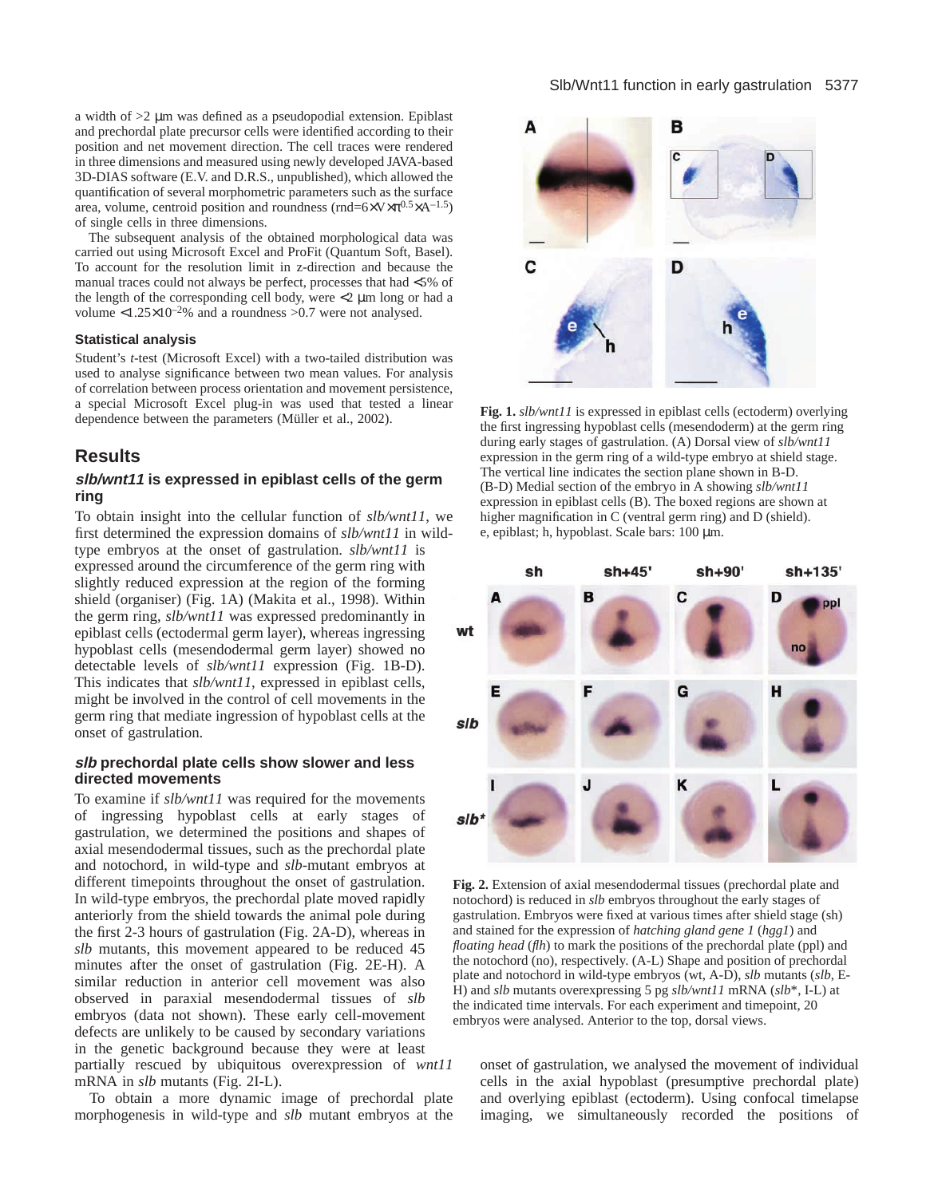a width of >2 μm was defined as a pseudopodial extension. Epiblast and prechordal plate precursor cells were identified according to their position and net movement direction. The cell traces were rendered in three dimensions and measured using newly developed JAVA-based 3D-DIAS software (E.V. and D.R.S., unpublished), which allowed the quantification of several morphometric parameters such as the surface area, volume, centroid position and roundness ($rnd=6\times V\times\pi^{0.5}\times A^{-1.5}$) of single cells in three dimensions.

The subsequent analysis of the obtained morphological data was carried out using Microsoft Excel and ProFit (Quantum Soft, Basel). To account for the resolution limit in z-direction and because the manual traces could not always be perfect, processes that had <5% of the length of the corresponding cell body, were <2 μm long or had a volume <$1.25\times10^{-2}$% and a roundness >0.7 were not analysed.

### Statistical analysis

Student's *t*-test (Microsoft Excel) with a two-tailed distribution was used to analyse significance between two mean values. For analysis of correlation between process orientation and movement persistence, a special Microsoft Excel plug-in was used that tested a linear dependence between the parameters (Müller et al., 2002).

## Results

### *slb/wnt11* is expressed in epiblast cells of the germ ring

To obtain insight into the cellular function of *slb/wnt11*, we first determined the expression domains of *slb/wnt11* in wild-type embryos at the onset of gastrulation. *slb/wnt11* is expressed around the circumference of the germ ring with slightly reduced expression at the region of the forming shield (organiser) (Fig. 1A) (Makita et al., 1998). Within the germ ring, *slb/wnt11* was expressed predominantly in epiblast cells (ectodermal germ layer), whereas ingressing hypoblast cells (mesendodermal germ layer) showed no detectable levels of *slb/wnt11* expression (Fig. 1B-D). This indicates that *slb/wnt11*, expressed in epiblast cells, might be involved in the control of cell movements in the germ ring that mediate ingression of hypoblast cells at the onset of gastrulation.

**Fig. 1.** *slb/wnt11* is expressed in epiblast cells (ectoderm) overlying the first ingressing hypoblast cells (mesendoderm) at the germ ring during early stages of gastrulation. (A) Dorsal view of *slb/wnt11* expression in the germ ring of a wild-type embryo at shield stage. The vertical line indicates the section plane shown in B-D. (B-D) Medial section of the embryo in A showing *slb/wnt11* expression in epiblast cells (B). The boxed regions are shown at higher magnification in C (ventral germ ring) and D (shield). e, epiblast; h, hypoblast. Scale bars: 100 μm.

### *slb* prechordal plate cells show slower and less directed movements

To examine if *slb/wnt11* was required for the movements of ingressing hypoblast cells at early stages of gastrulation, we determined the positions and shapes of axial mesendodermal tissues, such as the prechordal plate and notochord, in wild-type and *slb*-mutant embryos at different timepoints throughout the onset of gastrulation. In wild-type embryos, the prechordal plate moved rapidly anteriorly from the shield towards the animal pole during the first 2-3 hours of gastrulation (Fig. 2A-D), whereas in *slb* mutants, this movement appeared to be reduced 45 minutes after the onset of gastrulation (Fig. 2E-H). A similar reduction in anterior cell movement was also observed in paraxial mesendodermal tissues of *slb* embryos (data not shown). These early cell-movement defects are unlikely to be caused by secondary variations in the genetic background because they were at least partially rescued by ubiquitous overexpression of *wnt11* mRNA in *slb* mutants (Fig. 2I-L).

**Fig. 2.** Extension of axial mesendodermal tissues (prechordal plate and notochord) is reduced in *slb* embryos throughout the early stages of gastrulation. Embryos were fixed at various times after shield stage (sh) and stained for the expression of *hatching gland gene 1* (*hgg1*) and *floating head* (*flh*) to mark the positions of the prechordal plate (ppl) and the notochord (no), respectively. (A-L) Shape and position of prechordal plate and notochord in wild-type embryos (wt, A-D), *slb* mutants (*slb*, E-H) and *slb* mutants overexpressing 5 pg *slb/wnt11* mRNA (*slb*\*, I-L) at the indicated time intervals. For each experiment and timepoint, 20 embryos were analysed. Anterior to the top, dorsal views.

To obtain a more dynamic image of prechordal plate morphogenesis in wild-type and *slb* mutant embryos at the onset of gastrulation, we analysed the movement of individual cells in the axial hypoblast (presumptive prechordal plate) and overlying epiblast (ectoderm). Using confocal timelapse imaging, we simultaneously recorded the positions of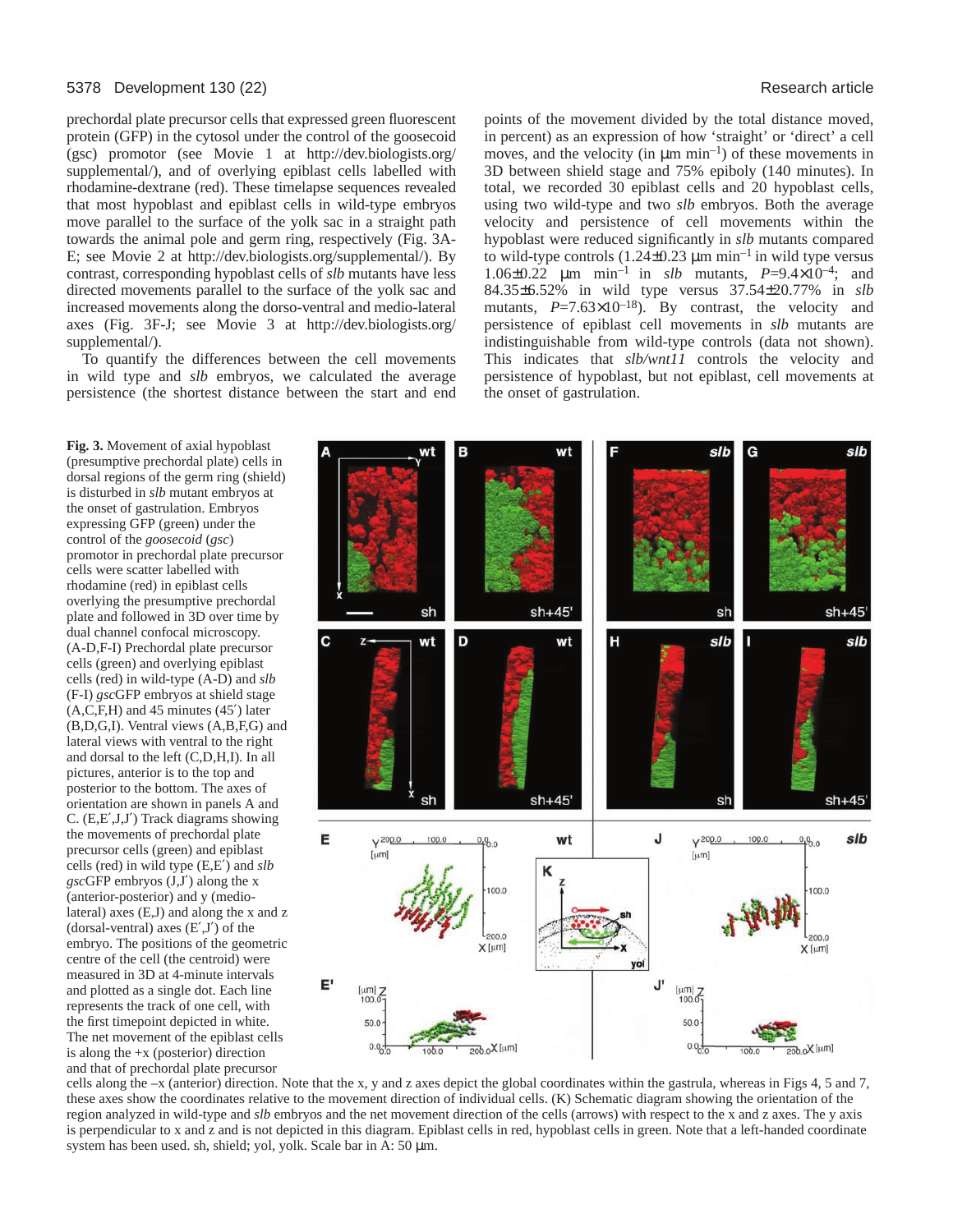prechordal plate precursor cells that expressed green fluorescent protein (GFP) in the cytosol under the control of the goosecoid (gsc) promotor (see Movie 1 at http://dev.biologists.org/supplemental/), and of overlying epiblast cells labelled with rhodamine-dextrane (red). These timelapse sequences revealed that most hypoblast and epiblast cells in wild-type embryos move parallel to the surface of the yolk sac in a straight path towards the animal pole and germ ring, respectively (Fig. 3A-E; see Movie 2 at http://dev.biologists.org/supplemental/). By contrast, corresponding hypoblast cells of *slb* mutants have less directed movements parallel to the surface of the yolk sac and increased movements along the dorso-ventral and medio-lateral axes (Fig. 3F-J; see Movie 3 at http://dev.biologists.org/supplemental/).

To quantify the differences between the cell movements in wild type and *slb* embryos, we calculated the average persistence (the shortest distance between the start and end points of the movement divided by the total distance moved, in percent) as an expression of how 'straight' or 'direct' a cell moves, and the velocity (in $\mu$m min$^{-1}$) of these movements in 3D between shield stage and 75% epiboly (140 minutes). In total, we recorded 30 epiblast cells and 20 hypoblast cells, using two wild-type and two *slb* embryos. Both the average velocity and persistence of cell movements within the hypoblast were reduced significantly in *slb* mutants compared to wild-type controls ($1.24\pm0.23$ $\mu$m min$^{-1}$ in wild type versus $1.06\pm0.22$ $\mu$m min$^{-1}$ in *slb* mutants, $P=9.4\times10^{-4}$; and $84.35\pm6.52\%$ in wild type versus $37.54\pm20.77\%$ in *slb* mutants, $P=7.63\times10^{-18}$). By contrast, the velocity and persistence of epiblast cell movements in *slb* mutants are indistinguishable from wild-type controls (data not shown). This indicates that *slb/wnt11* controls the velocity and persistence of hypoblast, but not epiblast, cell movements at the onset of gastrulation.

**Fig. 3.** Movement of axial hypoblast (presumptive prechordal plate) cells in dorsal regions of the germ ring (shield) is disturbed in *slb* mutant embryos at the onset of gastrulation. Embryos expressing GFP (green) under the control of the *goosecoid* (*gsc*) promotor in prechordal plate precursor cells were scatter labelled with rhodamine (red) in epiblast cells overlying the presumptive prechordal plate and followed in 3D over time by dual channel confocal microscopy. (A-D,F-I) Prechordal plate precursor cells (green) and overlying epiblast cells (red) in wild-type (A-D) and *slb* (F-I) *gsc*GFP embryos at shield stage (A,C,F,H) and 45 minutes (45′) later (B,D,G,I). Ventral views (A,B,F,G) and lateral views with ventral to the right and dorsal to the left (C,D,H,I). In all pictures, anterior is to the top and posterior to the bottom. The axes of orientation are shown in panels A and C. (E,E′,J,J′) Track diagrams showing the movements of prechordal plate precursor cells (green) and epiblast cells (red) in wild type (E,E′) and *slb* *gsc*GFP embryos (J,J′) along the x (anterior-posterior) and y (medio-lateral) axes (E,J) and along the x and z (dorsal-ventral) axes (E′,J′) of the embryo. The positions of the geometric centre of the cell (the centroid) were measured in 3D at 4-minute intervals and plotted as a single dot. Each line represents the track of one cell, with the first timepoint depicted in white. The net movement of the epiblast cells is along the +x (posterior) direction and that of prechordal plate precursor cells along the –x (anterior) direction. Note that the x, y and z axes depict the global coordinates within the gastrula, whereas in Figs 4, 5 and 7, these axes show the coordinates relative to the movement direction of individual cells. (K) Schematic diagram showing the orientation of the region analyzed in wild-type and *slb* embryos and the net movement direction of the cells (arrows) with respect to the x and z axes. The y axis is perpendicular to x and z and is not depicted in this diagram. Epiblast cells in red, hypoblast cells in green. Note that a left-handed coordinate system has been used. sh, shield; yol, yolk. Scale bar in A: 50 $\mu$m.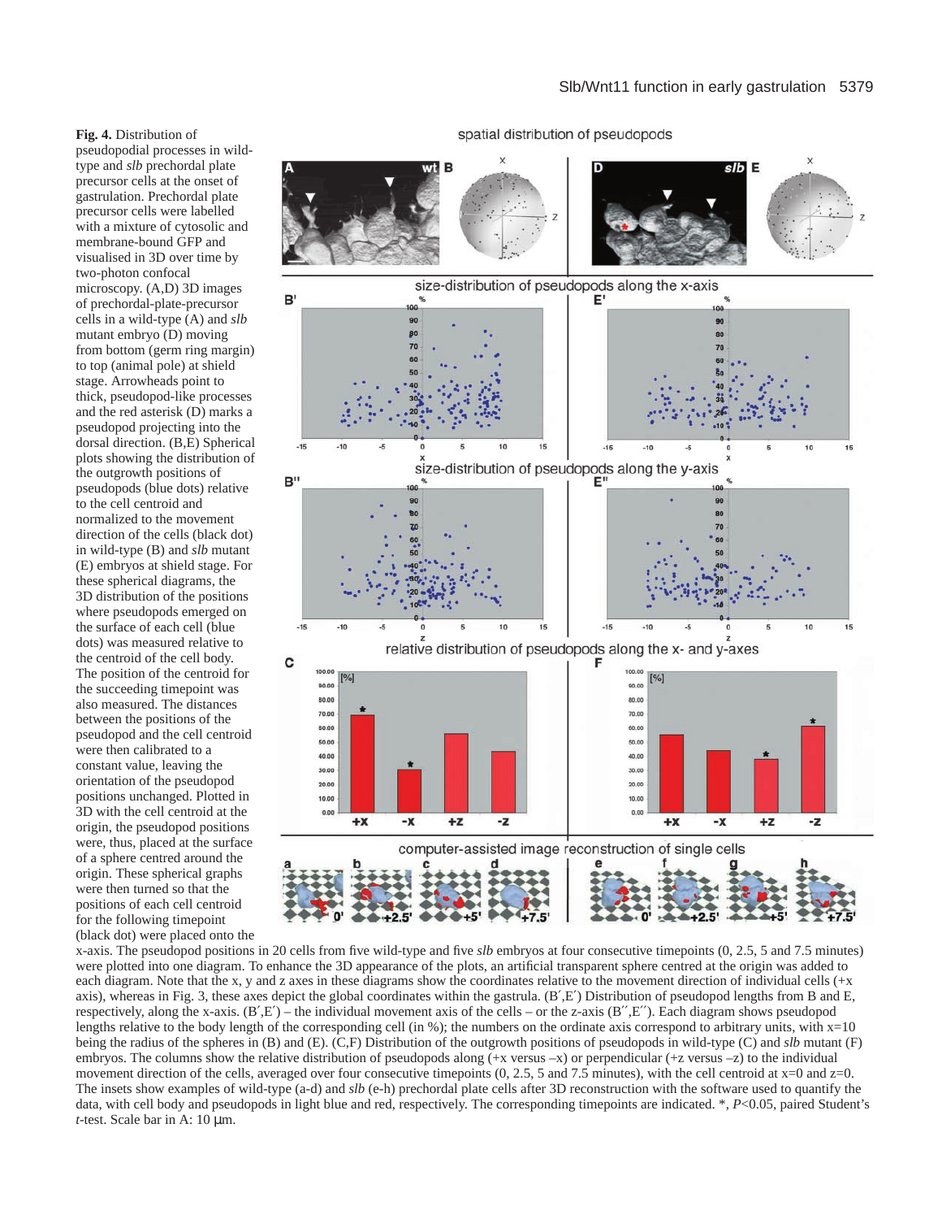**Fig. 4.** Distribution of pseudopodial processes in wild-type and *slb* prechordal plate precursor cells at the onset of gastrulation. Prechordal plate precursor cells were labelled with a mixture of cytosolic and membrane-bound GFP and visualised in 3D over time by two-photon confocal microscopy. (A,D) 3D images of prechordal-plate-precursor cells in a wild-type (A) and *slb* mutant embryo (D) moving from bottom (germ ring margin) to top (animal pole) at shield stage. Arrowheads point to thick, pseudopod-like processes and the red asterisk (D) marks a pseudopod projecting into the dorsal direction. (B,E) Spherical plots showing the distribution of the outgrowth positions of pseudopods (blue dots) relative to the cell centroid and normalized to the movement direction of the cells (black dot) in wild-type (B) and *slb* mutant (E) embryos at shield stage. For these spherical diagrams, the 3D distribution of the positions where pseudopods emerged on the surface of each cell (blue dots) was measured relative to the centroid of the cell body. The position of the centroid for the succeeding timepoint was also measured. The distances between the positions of the pseudopod and the cell centroid were then calibrated to a constant value, leaving the orientation of the pseudopod positions unchanged. Plotted in 3D with the cell centroid at the origin, the pseudopod positions were, thus, placed at the surface of a sphere centred around the origin. These spherical graphs were then turned so that the positions of each cell centroid for the following timepoint (black dot) were placed onto the x-axis. The pseudopod positions in 20 cells from five wild-type and five *slb* embryos at four consecutive timepoints (0, 2.5, 5 and 7.5 minutes) were plotted into one diagram. To enhance the 3D appearance of the plots, an artificial transparent sphere centred at the origin was added to each diagram. Note that the x, y and z axes in these diagrams show the coordinates relative to the movement direction of individual cells (+x axis), whereas in Fig. 3, these axes depict the global coordinates within the gastrula. (B′,E′) Distribution of pseudopod lengths from B and E, respectively, along the x-axis. (B′,E′) – the individual movement axis of the cells – or the z-axis (B′′,E′′). Each diagram shows pseudopod lengths relative to the body length of the corresponding cell (in %); the numbers on the ordinate axis correspond to arbitrary units, with x=10 being the radius of the spheres in (B) and (E). (C,F) Distribution of the outgrowth positions of pseudopods in wild-type (C) and *slb* mutant (F) embryos. The columns show the relative distribution of pseudopods along (+x versus –x) or perpendicular (+z versus –z) to the individual movement direction of the cells, averaged over four consecutive timepoints (0, 2.5, 5 and 7.5 minutes), with the cell centroid at x=0 and z=0. The insets show examples of wild-type (a-d) and *slb* (e-h) prechordal plate cells after 3D reconstruction with the software used to quantify the data, with cell body and pseudopods in light blue and red, respectively. The corresponding timepoints are indicated. *, $P<0.05$, paired Student's *t*-test. Scale bar in A: 10 μm.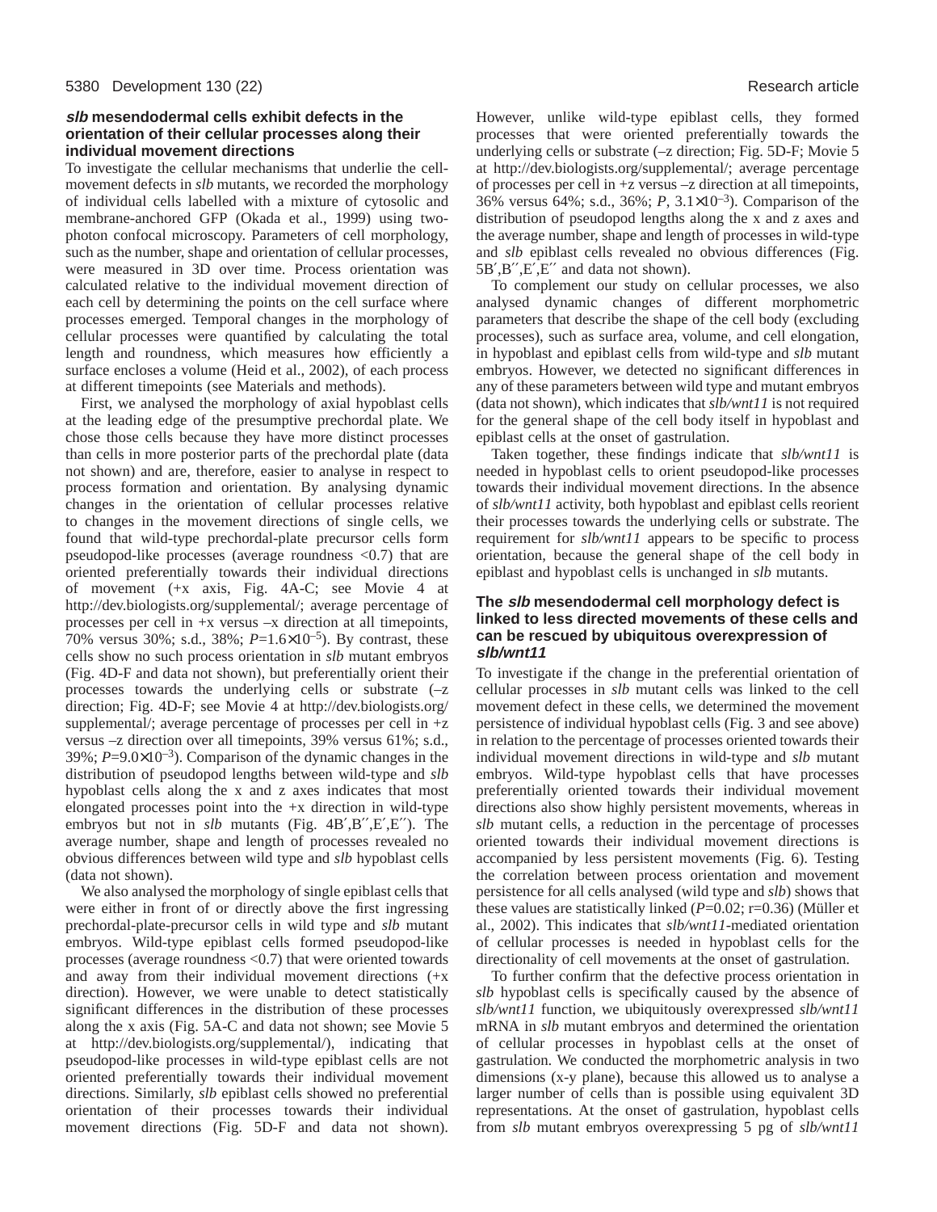### *slb* mesendodermal cells exhibit defects in the orientation of their cellular processes along their individual movement directions

To investigate the cellular mechanisms that underlie the cell-movement defects in *slb* mutants, we recorded the morphology of individual cells labelled with a mixture of cytosolic and membrane-anchored GFP (Okada et al., 1999) using two-photon confocal microscopy. Parameters of cell morphology, such as the number, shape and orientation of cellular processes, were measured in 3D over time. Process orientation was calculated relative to the individual movement direction of each cell by determining the points on the cell surface where processes emerged. Temporal changes in the morphology of cellular processes were quantified by calculating the total length and roundness, which measures how efficiently a surface encloses a volume (Heid et al., 2002), of each process at different timepoints (see Materials and methods).

First, we analysed the morphology of axial hypoblast cells at the leading edge of the presumptive prechordal plate. We chose those cells because they have more distinct processes than cells in more posterior parts of the prechordal plate (data not shown) and are, therefore, easier to analyse in respect to process formation and orientation. By analysing dynamic changes in the orientation of cellular processes relative to changes in the movement directions of single cells, we found that wild-type prechordal-plate precursor cells form pseudopod-like processes (average roundness <0.7) that are oriented preferentially towards their individual directions of movement (+x axis, Fig. 4A-C; see Movie 4 at http://dev.biologists.org/supplemental/; average percentage of processes per cell in +x versus –x direction at all timepoints, 70% versus 30%; s.d., 38%; $P=1.6\times10^{-5}$). By contrast, these cells show no such process orientation in *slb* mutant embryos (Fig. 4D-F and data not shown), but preferentially orient their processes towards the underlying cells or substrate (–z direction; Fig. 4D-F; see Movie 4 at http://dev.biologists.org/supplemental/; average percentage of processes per cell in +z versus –z direction over all timepoints, 39% versus 61%; s.d., 39%; $P=9.0\times10^{-3}$). Comparison of the dynamic changes in the distribution of pseudopod lengths between wild-type and *slb* hypoblast cells along the x and z axes indicates that most elongated processes point into the +x direction in wild-type embryos but not in *slb* mutants (Fig. 4B′,B′′,E′,E′′). The average number, shape and length of processes revealed no obvious differences between wild type and *slb* hypoblast cells (data not shown).

We also analysed the morphology of single epiblast cells that were either in front of or directly above the first ingressing prechordal-plate-precursor cells in wild type and *slb* mutant embryos. Wild-type epiblast cells formed pseudopod-like processes (average roundness <0.7) that were oriented towards and away from their individual movement directions (+x direction). However, we were unable to detect statistically significant differences in the distribution of these processes along the x axis (Fig. 5A-C and data not shown; see Movie 5 at http://dev.biologists.org/supplemental/), indicating that pseudopod-like processes in wild-type epiblast cells are not oriented preferentially towards their individual movement directions. Similarly, *slb* epiblast cells showed no preferential orientation of their processes towards their individual movement directions (Fig. 5D-F and data not shown). However, unlike wild-type epiblast cells, they formed processes that were oriented preferentially towards the underlying cells or substrate (–z direction; Fig. 5D-F; Movie 5 at http://dev.biologists.org/supplemental/; average percentage of processes per cell in +z versus –z direction at all timepoints, 36% versus 64%; s.d., 36%; $P$, $3.1\times10^{-3}$). Comparison of the distribution of pseudopod lengths along the x and z axes and the average number, shape and length of processes in wild-type and *slb* epiblast cells revealed no obvious differences (Fig. 5B′,B′′,E′,E′′ and data not shown).

To complement our study on cellular processes, we also analysed dynamic changes of different morphometric parameters that describe the shape of the cell body (excluding processes), such as surface area, volume, and cell elongation, in hypoblast and epiblast cells from wild-type and *slb* mutant embryos. However, we detected no significant differences in any of these parameters between wild type and mutant embryos (data not shown), which indicates that *slb/wnt11* is not required for the general shape of the cell body itself in hypoblast and epiblast cells at the onset of gastrulation.

Taken together, these findings indicate that *slb/wnt11* is needed in hypoblast cells to orient pseudopod-like processes towards their individual movement directions. In the absence of *slb/wnt11* activity, both hypoblast and epiblast cells reorient their processes towards the underlying cells or substrate. The requirement for *slb/wnt11* appears to be specific to process orientation, because the general shape of the cell body in epiblast and hypoblast cells is unchanged in *slb* mutants.

### The *slb* mesendodermal cell morphology defect is linked to less directed movements of these cells and can be rescued by ubiquitous overexpression of *slb/wnt11*

To investigate if the change in the preferential orientation of cellular processes in *slb* mutant cells was linked to the cell movement defect in these cells, we determined the movement persistence of individual hypoblast cells (Fig. 3 and see above) in relation to the percentage of processes oriented towards their individual movement directions in wild-type and *slb* mutant embryos. Wild-type hypoblast cells that have processes preferentially oriented towards their individual movement directions also show highly persistent movements, whereas in *slb* mutant cells, a reduction in the percentage of processes oriented towards their individual movement directions is accompanied by less persistent movements (Fig. 6). Testing the correlation between process orientation and movement persistence for all cells analysed (wild type and *slb*) shows that these values are statistically linked ($P=0.02$; $r=0.36$) (Müller et al., 2002). This indicates that *slb/wnt11*-mediated orientation of cellular processes is needed in hypoblast cells for the directionality of cell movements at the onset of gastrulation.

To further confirm that the defective process orientation in *slb* hypoblast cells is specifically caused by the absence of *slb/wnt11* function, we ubiquitously overexpressed *slb/wnt11* mRNA in *slb* mutant embryos and determined the orientation of cellular processes in hypoblast cells at the onset of gastrulation. We conducted the morphometric analysis in two dimensions (x-y plane), because this allowed us to analyse a larger number of cells than is possible using equivalent 3D representations. At the onset of gastrulation, hypoblast cells from *slb* mutant embryos overexpressing 5 pg of *slb/wnt11*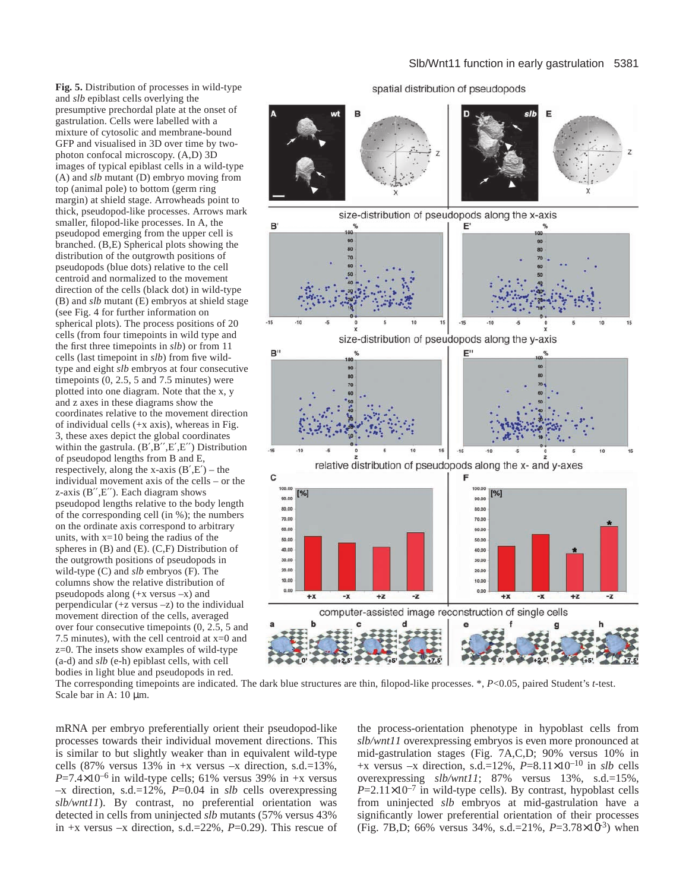**Fig. 5.** Distribution of processes in wild-type and *slb* epiblast cells overlying the presumptive prechordal plate at the onset of gastrulation. Cells were labelled with a mixture of cytosolic and membrane-bound GFP and visualised in 3D over time by two-photon confocal microscopy. (A,D) 3D images of typical epiblast cells in a wild-type (A) and *slb* mutant (D) embryo moving from top (animal pole) to bottom (germ ring margin) at shield stage. Arrowheads point to thick, pseudopod-like processes. Arrows mark smaller, filopod-like processes. In A, the pseudopod emerging from the upper cell is branched. (B,E) Spherical plots showing the distribution of the outgrowth positions of pseudopods (blue dots) relative to the cell centroid and normalized to the movement direction of the cells (black dot) in wild-type (B) and *slb* mutant (E) embryos at shield stage (see Fig. 4 for further information on spherical plots). The process positions of 20 cells (from four timepoints in wild type and the first three timepoints in *slb*) or from 11 cells (last timepoint in *slb*) from five wild-type and eight *slb* embryos at four consecutive timepoints (0, 2.5, 5 and 7.5 minutes) were plotted into one diagram. Note that the x, y and z axes in these diagrams show the coordinates relative to the movement direction of individual cells (+x axis), whereas in Fig. 3, these axes depict the global coordinates within the gastrula. (B′,B′′,E′,E′′) Distribution of pseudopod lengths from B and E, respectively, along the x-axis (B′,E′) – the individual movement axis of the cells – or the z-axis (B′′,E′′). Each diagram shows pseudopod lengths relative to the body length of the corresponding cell (in %); the numbers on the ordinate axis correspond to arbitrary units, with x=10 being the radius of the spheres in (B) and (E). (C,F) Distribution of the outgrowth positions of pseudopods in wild-type (C) and *slb* embryos (F). The columns show the relative distribution of pseudopods along (+x versus –x) and perpendicular (+z versus –z) to the individual movement direction of the cells, averaged over four consecutive timepoints (0, 2.5, 5 and 7.5 minutes), with the cell centroid at x=0 and z=0. The insets show examples of wild-type (a-d) and *slb* (e-h) epiblast cells, with cell bodies in light blue and pseudopods in red. The corresponding timepoints are indicated. The dark blue structures are thin, filopod-like processes. *, $P<0.05$, paired Student's *t*-test. Scale bar in A: 10 μm.

mRNA per embryo preferentially orient their pseudopod-like processes towards their individual movement directions. This is similar to but slightly weaker than in equivalent wild-type cells (87% versus 13% in +x versus –x direction, s.d.=13%, $P=7.4\times10^{-6}$ in wild-type cells; 61% versus 39% in +x versus –x direction, s.d.=12%, $P=0.04$ in *slb* cells overexpressing *slb/wnt11*). By contrast, no preferential orientation was detected in cells from uninjected *slb* mutants (57% versus 43% in +x versus –x direction, s.d.=22%, $P=0.29$). This rescue of the process-orientation phenotype in hypoblast cells from *slb/wnt11* overexpressing embryos is even more pronounced at mid-gastrulation stages (Fig. 7A,C,D; 90% versus 10% in +x versus –x direction, s.d.=12%, $P=8.11\times10^{-10}$ in *slb* cells overexpressing *slb/wnt11*; 87% versus 13%, s.d.=15%, $P=2.11\times10^{-7}$ in wild-type cells). By contrast, hypoblast cells from uninjected *slb* embryos at mid-gastrulation have a significantly lower preferential orientation of their processes (Fig. 7B,D; 66% versus 34%, s.d.=21%, $P=3.78\times10^{-3}$) when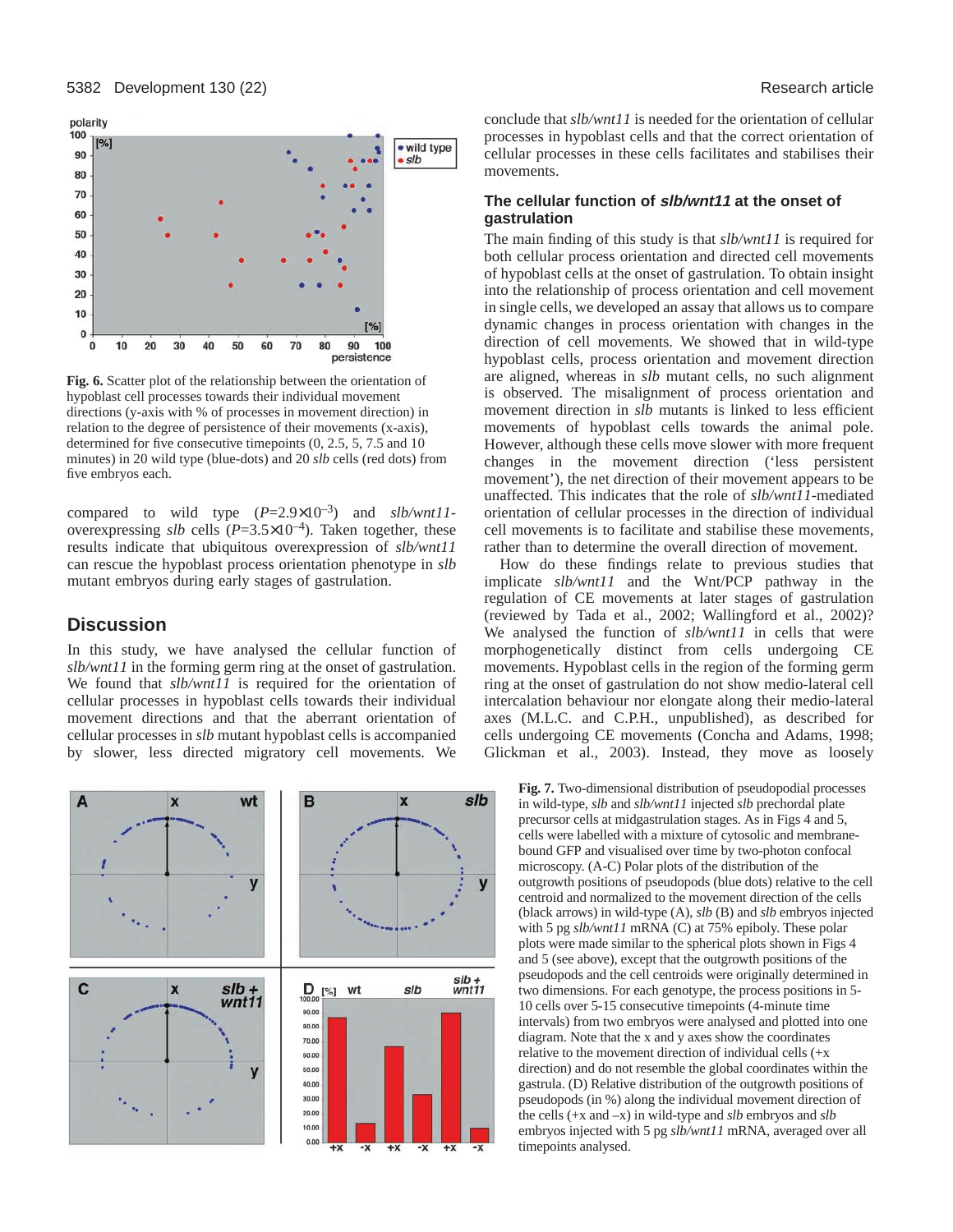**Fig. 6.** Scatter plot of the relationship between the orientation of hypoblast cell processes towards their individual movement directions (y-axis with % of processes in movement direction) in relation to the degree of persistence of their movements (x-axis), determined for five consecutive timepoints (0, 2.5, 5, 7.5 and 10 minutes) in 20 wild type (blue-dots) and 20 *slb* cells (red dots) from five embryos each.

compared to wild type ($P$=2.9×10$^{-3}$) and *slb/wnt11*-overexpressing *slb* cells ($P$=3.5×10$^{-4}$). Taken together, these results indicate that ubiquitous overexpression of *slb/wnt11* can rescue the hypoblast process orientation phenotype in *slb* mutant embryos during early stages of gastrulation.

## Discussion

In this study, we have analysed the cellular function of *slb/wnt11* in the forming germ ring at the onset of gastrulation. We found that *slb/wnt11* is required for the orientation of cellular processes in hypoblast cells towards their individual movement directions and that the aberrant orientation of cellular processes in *slb* mutant hypoblast cells is accompanied by slower, less directed migratory cell movements. We conclude that *slb/wnt11* is needed for the orientation of cellular processes in hypoblast cells and that the correct orientation of cellular processes in these cells facilitates and stabilises their movements.

### The cellular function of *slb/wnt11* at the onset of gastrulation

The main finding of this study is that *slb/wnt11* is required for both cellular process orientation and directed cell movements of hypoblast cells at the onset of gastrulation. To obtain insight into the relationship of process orientation and cell movement in single cells, we developed an assay that allows us to compare dynamic changes in process orientation with changes in the direction of cell movements. We showed that in wild-type hypoblast cells, process orientation and movement direction are aligned, whereas in *slb* mutant cells, no such alignment is observed. The misalignment of process orientation and movement direction in *slb* mutants is linked to less efficient movements of hypoblast cells towards the animal pole. However, although these cells move slower with more frequent changes in the movement direction ('less persistent movement'), the net direction of their movement appears to be unaffected. This indicates that the role of *slb/wnt11*-mediated orientation of cellular processes in the direction of individual cell movements is to facilitate and stabilise these movements, rather than to determine the overall direction of movement.

How do these findings relate to previous studies that implicate *slb/wnt11* and the Wnt/PCP pathway in the regulation of CE movements at later stages of gastrulation (reviewed by Tada et al., 2002; Wallingford et al., 2002)? We analysed the function of *slb/wnt11* in cells that were morphogenetically distinct from cells undergoing CE movements. Hypoblast cells in the region of the forming germ ring at the onset of gastrulation do not show medio-lateral cell intercalation behaviour nor elongate along their medio-lateral axes (M.L.C. and C.P.H., unpublished), as described for cells undergoing CE movements (Concha and Adams, 1998; Glickman et al., 2003). Instead, they move as loosely

**Fig. 7.** Two-dimensional distribution of pseudopodial processes in wild-type, *slb* and *slb/wnt11* injected *slb* prechordal plate precursor cells at midgastrulation stages. As in Figs 4 and 5, cells were labelled with a mixture of cytosolic and membrane-bound GFP and visualised over time by two-photon confocal microscopy. (A-C) Polar plots of the distribution of the outgrowth positions of pseudopods (blue dots) relative to the cell centroid and normalized to the movement direction of the cells (black arrows) in wild-type (A), *slb* (B) and *slb* embryos injected with 5 pg *slb/wnt11* mRNA (C) at 75% epiboly. These polar plots were made similar to the spherical plots shown in Figs 4 and 5 (see above), except that the outgrowth positions of the pseudopods and the cell centroids were originally determined in two dimensions. For each genotype, the process positions in 5-10 cells over 5-15 consecutive timepoints (4-minute time intervals) from two embryos were analysed and plotted into one diagram. Note that the x and y axes show the coordinates relative to the movement direction of individual cells (+x direction) and do not resemble the global coordinates within the gastrula. (D) Relative distribution of the outgrowth positions of pseudopods (in %) along the individual movement direction of the cells (+x and –x) in wild-type and *slb* embryos and *slb* embryos injected with 5 pg *slb/wnt11* mRNA, averaged over all timepoints analysed.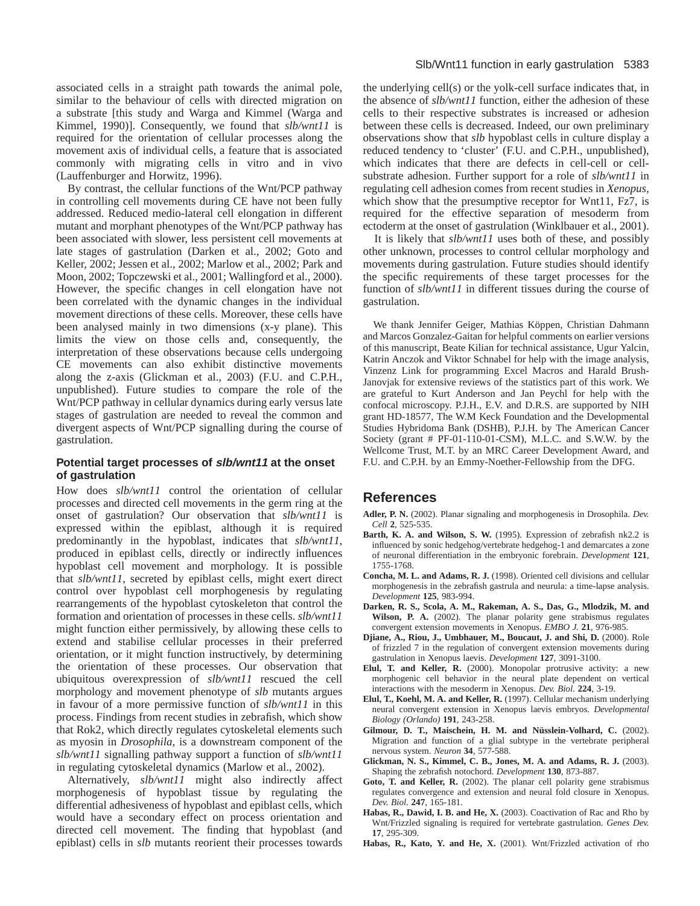associated cells in a straight path towards the animal pole, similar to the behaviour of cells with directed migration on a substrate [this study and Warga and Kimmel (Warga and Kimmel, 1990)]. Consequently, we found that *slb/wnt11* is required for the orientation of cellular processes along the movement axis of individual cells, a feature that is associated commonly with migrating cells in vitro and in vivo (Lauffenburger and Horwitz, 1996).

By contrast, the cellular functions of the Wnt/PCP pathway in controlling cell movements during CE have not been fully addressed. Reduced medio-lateral cell elongation in different mutant and morphant phenotypes of the Wnt/PCP pathway has been associated with slower, less persistent cell movements at late stages of gastrulation (Darken et al., 2002; Goto and Keller, 2002; Jessen et al., 2002; Marlow et al., 2002; Park and Moon, 2002; Topczewski et al., 2001; Wallingford et al., 2000). However, the specific changes in cell elongation have not been correlated with the dynamic changes in the individual movement directions of these cells. Moreover, these cells have been analysed mainly in two dimensions (x-y plane). This limits the view on those cells and, consequently, the interpretation of these observations because cells undergoing CE movements can also exhibit distinctive movements along the z-axis (Glickman et al., 2003) (F.U. and C.P.H., unpublished). Future studies to compare the role of the Wnt/PCP pathway in cellular dynamics during early versus late stages of gastrulation are needed to reveal the common and divergent aspects of Wnt/PCP signalling during the course of gastrulation.

### Potential target processes of *slb/wnt11* at the onset of gastrulation

How does *slb/wnt11* control the orientation of cellular processes and directed cell movements in the germ ring at the onset of gastrulation? Our observation that *slb/wnt11* is expressed within the epiblast, although it is required predominantly in the hypoblast, indicates that *slb/wnt11*, produced in epiblast cells, directly or indirectly influences hypoblast cell movement and morphology. It is possible that *slb/wnt11*, secreted by epiblast cells, might exert direct control over hypoblast cell morphogenesis by regulating rearrangements of the hypoblast cytoskeleton that control the formation and orientation of processes in these cells. *slb/wnt11* might function either permissively, by allowing these cells to extend and stabilise cellular processes in their preferred orientation, or it might function instructively, by determining the orientation of these processes. Our observation that ubiquitous overexpression of *slb/wnt11* rescued the cell morphology and movement phenotype of *slb* mutants argues in favour of a more permissive function of *slb/wnt11* in this process. Findings from recent studies in zebrafish, which show that Rok2, which directly regulates cytoskeletal elements such as myosin in *Drosophila*, is a downstream component of the *slb/wnt11* signalling pathway support a function of *slb/wnt11* in regulating cytoskeletal dynamics (Marlow et al., 2002).

Alternatively, *slb/wnt11* might also indirectly affect morphogenesis of hypoblast tissue by regulating the differential adhesiveness of hypoblast and epiblast cells, which would have a secondary effect on process orientation and directed cell movement. The finding that hypoblast (and epiblast) cells in *slb* mutants reorient their processes towards the underlying cell(s) or the yolk-cell surface indicates that, in the absence of *slb/wnt11* function, either the adhesion of these cells to their respective substrates is increased or adhesion between these cells is decreased. Indeed, our own preliminary observations show that *slb* hypoblast cells in culture display a reduced tendency to 'cluster' (F.U. and C.P.H., unpublished), which indicates that there are defects in cell-cell or cell-substrate adhesion. Further support for a role of *slb/wnt11* in regulating cell adhesion comes from recent studies in *Xenopus*, which show that the presumptive receptor for Wnt11, Fz7, is required for the effective separation of mesoderm from ectoderm at the onset of gastrulation (Winklbauer et al., 2001).

It is likely that *slb/wnt11* uses both of these, and possibly other unknown, processes to control cellular morphology and movements during gastrulation. Future studies should identify the specific requirements of these target processes for the function of *slb/wnt11* in different tissues during the course of gastrulation.

We thank Jennifer Geiger, Mathias Köppen, Christian Dahmann and Marcos Gonzalez-Gaitan for helpful comments on earlier versions of this manuscript, Beate Kilian for technical assistance, Ugur Yalcin, Katrin Anczok and Viktor Schnabel for help with the image analysis, Vinzenz Link for programming Excel Macros and Harald Brush-Janovjak for extensive reviews of the statistics part of this work. We are grateful to Kurt Anderson and Jan Peychl for help with the confocal microscopy. P.J.H., E.V. and D.R.S. are supported by NIH grant HD-18577, The W.M Keck Foundation and the Developmental Studies Hybridoma Bank (DSHB), P.J.H. by The American Cancer Society (grant # PF-01-110-01-CSM), M.L.C. and S.W.W. by the Wellcome Trust, M.T. by an MRC Career Development Award, and F.U. and C.P.H. by an Emmy-Noether-Fellowship from the DFG.

## References

**Adler, P. N.** (2002). Planar signaling and morphogenesis in Drosophila. *Dev. Cell* **2**, 525-535.

**Barth, K. A. and Wilson, S. W.** (1995). Expression of zebrafish nk2.2 is influenced by sonic hedgehog/vertebrate hedgehog-1 and demarcates a zone of neuronal differentiation in the embryonic forebrain. *Development* **121**, 1755-1768.

**Concha, M. L. and Adams, R. J.** (1998). Oriented cell divisions and cellular morphogenesis in the zebrafish gastrula and neurula: a time-lapse analysis. *Development* **125**, 983-994.

**Darken, R. S., Scola, A. M., Rakeman, A. S., Das, G., Mlodzik, M. and Wilson, P. A.** (2002). The planar polarity gene strabismus regulates convergent extension movements in Xenopus. *EMBO J.* **21**, 976-985.

**Djiane, A., Riou, J., Umbhauer, M., Boucaut, J. and Shi, D.** (2000). Role of frizzled 7 in the regulation of convergent extension movements during gastrulation in Xenopus laevis. *Development* **127**, 3091-3100.

**Elul, T. and Keller, R.** (2000). Monopolar protrusive activity: a new morphogenic cell behavior in the neural plate dependent on vertical interactions with the mesoderm in Xenopus. *Dev. Biol.* **224**, 3-19.

**Elul, T., Koehl, M. A. and Keller, R.** (1997). Cellular mechanism underlying neural convergent extension in Xenopus laevis embryos. *Developmental Biology (Orlando)* **191**, 243-258.

**Gilmour, D. T., Maischein, H. M. and Nüsslein-Volhard, C.** (2002). Migration and function of a glial subtype in the vertebrate peripheral nervous system. *Neuron* **34**, 577-588.

**Glickman, N. S., Kimmel, C. B., Jones, M. A. and Adams, R. J.** (2003). Shaping the zebrafish notochord. *Development* **130**, 873-887.

**Goto, T. and Keller, R.** (2002). The planar cell polarity gene strabismus regulates convergence and extension and neural fold closure in Xenopus. *Dev. Biol.* **247**, 165-181.

**Habas, R., Dawid, I. B. and He, X.** (2003). Coactivation of Rac and Rho by Wnt/Frizzled signaling is required for vertebrate gastrulation. *Genes Dev.* **17**, 295-309.

**Habas, R., Kato, Y. and He, X.** (2001). Wnt/Frizzled activation of rho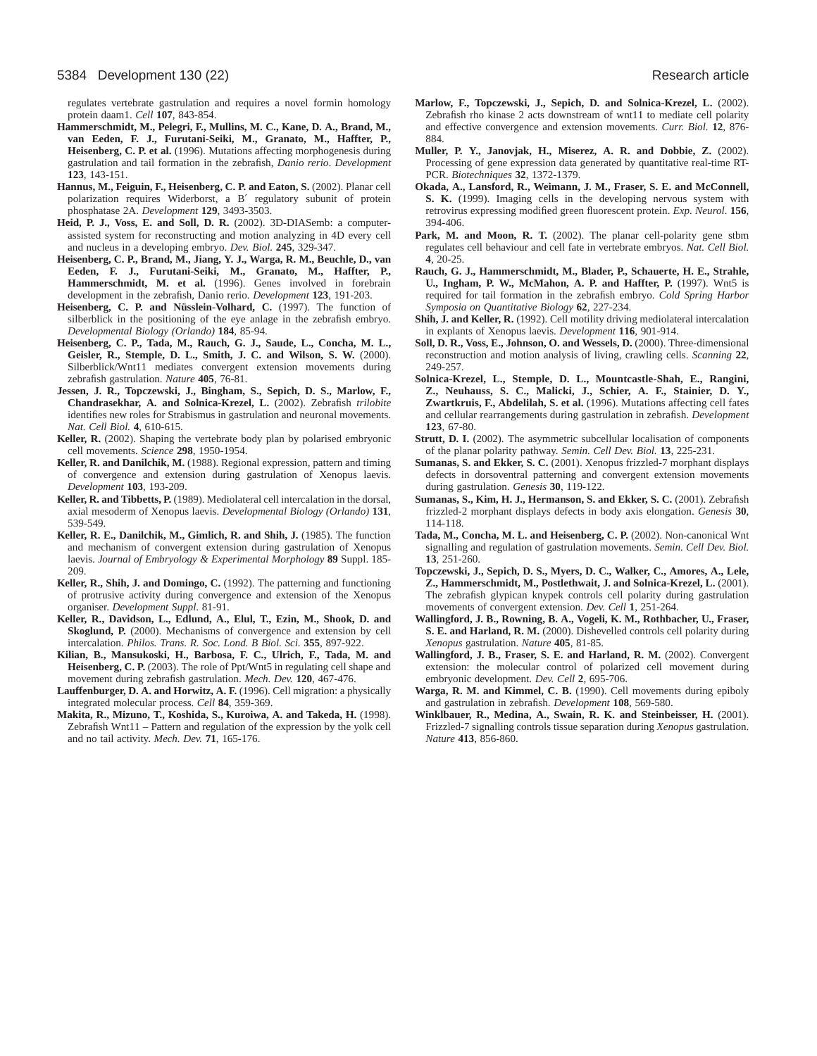regulates vertebrate gastrulation and requires a novel formin homology protein daam1. *Cell* **107**, 843-854.

**Hammerschmidt, M., Pelegri, F., Mullins, M. C., Kane, D. A., Brand, M., van Eeden, F. J., Furutani-Seiki, M., Granato, M., Haffter, P., Heisenberg, C. P. et al.** (1996). Mutations affecting morphogenesis during gastrulation and tail formation in the zebrafish, *Danio rerio*. *Development* **123**, 143-151.

**Hannus, M., Feiguin, F., Heisenberg, C. P. and Eaton, S.** (2002). Planar cell polarization requires Widerborst, a B′ regulatory subunit of protein phosphatase 2A. *Development* **129**, 3493-3503.

**Heid, P. J., Voss, E. and Soll, D. R.** (2002). 3D-DIASemb: a computer-assisted system for reconstructing and motion analyzing in 4D every cell and nucleus in a developing embryo. *Dev. Biol.* **245**, 329-347.

**Heisenberg, C. P., Brand, M., Jiang, Y. J., Warga, R. M., Beuchle, D., van Eeden, F. J., Furutani-Seiki, M., Granato, M., Haffter, P., Hammerschmidt, M. et al.** (1996). Genes involved in forebrain development in the zebrafish, Danio rerio. *Development* **123**, 191-203.

**Heisenberg, C. P. and Nüsslein-Volhard, C.** (1997). The function of silberblick in the positioning of the eye anlage in the zebrafish embryo. *Developmental Biology (Orlando)* **184**, 85-94.

**Heisenberg, C. P., Tada, M., Rauch, G. J., Saude, L., Concha, M. L., Geisler, R., Stemple, D. L., Smith, J. C. and Wilson, S. W.** (2000). Silberblick/Wnt11 mediates convergent extension movements during zebrafish gastrulation. *Nature* **405**, 76-81.

**Jessen, J. R., Topczewski, J., Bingham, S., Sepich, D. S., Marlow, F., Chandrasekhar, A. and Solnica-Krezel, L.** (2002). Zebrafish *trilobite* identifies new roles for Strabismus in gastrulation and neuronal movements. *Nat. Cell Biol.* **4**, 610-615.

**Keller, R.** (2002). Shaping the vertebrate body plan by polarised embryonic cell movements. *Science* **298**, 1950-1954.

**Keller, R. and Danilchik, M.** (1988). Regional expression, pattern and timing of convergence and extension during gastrulation of Xenopus laevis. *Development* **103**, 193-209.

**Keller, R. and Tibbetts, P.** (1989). Mediolateral cell intercalation in the dorsal, axial mesoderm of Xenopus laevis. *Developmental Biology (Orlando)* **131**, 539-549.

**Keller, R. E., Danilchik, M., Gimlich, R. and Shih, J.** (1985). The function and mechanism of convergent extension during gastrulation of Xenopus laevis. *Journal of Embryology & Experimental Morphology* **89** Suppl. 185-209.

**Keller, R., Shih, J. and Domingo, C.** (1992). The patterning and functioning of protrusive activity during convergence and extension of the Xenopus organiser. *Development Suppl.* 81-91.

**Keller, R., Davidson, L., Edlund, A., Elul, T., Ezin, M., Shook, D. and Skoglund, P.** (2000). Mechanisms of convergence and extension by cell intercalation. *Philos. Trans. R. Soc. Lond. B Biol. Sci.* **355**, 897-922.

**Kilian, B., Mansukoski, H., Barbosa, F. C., Ulrich, F., Tada, M. and Heisenberg, C. P.** (2003). The role of Ppt/Wnt5 in regulating cell shape and movement during zebrafish gastrulation. *Mech. Dev.* **120**, 467-476.

**Lauffenburger, D. A. and Horwitz, A. F.** (1996). Cell migration: a physically integrated molecular process. *Cell* **84**, 359-369.

**Makita, R., Mizuno, T., Koshida, S., Kuroiwa, A. and Takeda, H.** (1998). Zebrafish Wnt11 – Pattern and regulation of the expression by the yolk cell and no tail activity. *Mech. Dev.* **71**, 165-176.

**Marlow, F., Topczewski, J., Sepich, D. and Solnica-Krezel, L.** (2002). Zebrafish rho kinase 2 acts downstream of wnt11 to mediate cell polarity and effective convergence and extension movements. *Curr. Biol.* **12**, 876-884.

**Muller, P. Y., Janovjak, H., Miserez, A. R. and Dobbie, Z.** (2002). Processing of gene expression data generated by quantitative real-time RT-PCR. *Biotechniques* **32**, 1372-1379.

**Okada, A., Lansford, R., Weimann, J. M., Fraser, S. E. and McConnell, S. K.** (1999). Imaging cells in the developing nervous system with retrovirus expressing modified green fluorescent protein. *Exp. Neurol.* **156**, 394-406.

**Park, M. and Moon, R. T.** (2002). The planar cell-polarity gene stbm regulates cell behaviour and cell fate in vertebrate embryos. *Nat. Cell Biol.* **4**, 20-25.

**Rauch, G. J., Hammerschmidt, M., Blader, P., Schauerte, H. E., Strahle, U., Ingham, P. W., McMahon, A. P. and Haffter, P.** (1997). Wnt5 is required for tail formation in the zebrafish embryo. *Cold Spring Harbor Symposia on Quantitative Biology* **62**, 227-234.

**Shih, J. and Keller, R.** (1992). Cell motility driving mediolateral intercalation in explants of Xenopus laevis. *Development* **116**, 901-914.

**Soll, D. R., Voss, E., Johnson, O. and Wessels, D.** (2000). Three-dimensional reconstruction and motion analysis of living, crawling cells. *Scanning* **22**, 249-257.

**Solnica-Krezel, L., Stemple, D. L., Mountcastle-Shah, E., Rangini, Z., Neuhauss, S. C., Malicki, J., Schier, A. F., Stainier, D. Y., Zwartkruis, F., Abdelilah, S. et al.** (1996). Mutations affecting cell fates and cellular rearrangements during gastrulation in zebrafish. *Development* **123**, 67-80.

**Strutt, D. I.** (2002). The asymmetric subcellular localisation of components of the planar polarity pathway. *Semin. Cell Dev. Biol.* **13**, 225-231.

**Sumanas, S. and Ekker, S. C.** (2001). Xenopus frizzled-7 morphant displays defects in dorsoventral patterning and convergent extension movements during gastrulation. *Genesis* **30**, 119-122.

**Sumanas, S., Kim, H. J., Hermanson, S. and Ekker, S. C.** (2001). Zebrafish frizzled-2 morphant displays defects in body axis elongation. *Genesis* **30**, 114-118.

**Tada, M., Concha, M. L. and Heisenberg, C. P.** (2002). Non-canonical Wnt signalling and regulation of gastrulation movements. *Semin. Cell Dev. Biol.* **13**, 251-260.

**Topczewski, J., Sepich, D. S., Myers, D. C., Walker, C., Amores, A., Lele, Z., Hammerschmidt, M., Postlethwait, J. and Solnica-Krezel, L.** (2001). The zebrafish glypican knypek controls cell polarity during gastrulation movements of convergent extension. *Dev. Cell* **1**, 251-264.

**Wallingford, J. B., Rowning, B. A., Vogeli, K. M., Rothbacher, U., Fraser, S. E. and Harland, R. M.** (2000). Dishevelled controls cell polarity during *Xenopus* gastrulation. *Nature* **405**, 81-85.

**Wallingford, J. B., Fraser, S. E. and Harland, R. M.** (2002). Convergent extension: the molecular control of polarized cell movement during embryonic development. *Dev. Cell* **2**, 695-706.

**Warga, R. M. and Kimmel, C. B.** (1990). Cell movements during epiboly and gastrulation in zebrafish. *Development* **108**, 569-580.

**Winklbauer, R., Medina, A., Swain, R. K. and Steinbeisser, H.** (2001). Frizzled-7 signalling controls tissue separation during *Xenopus* gastrulation. *Nature* **413**, 856-860.